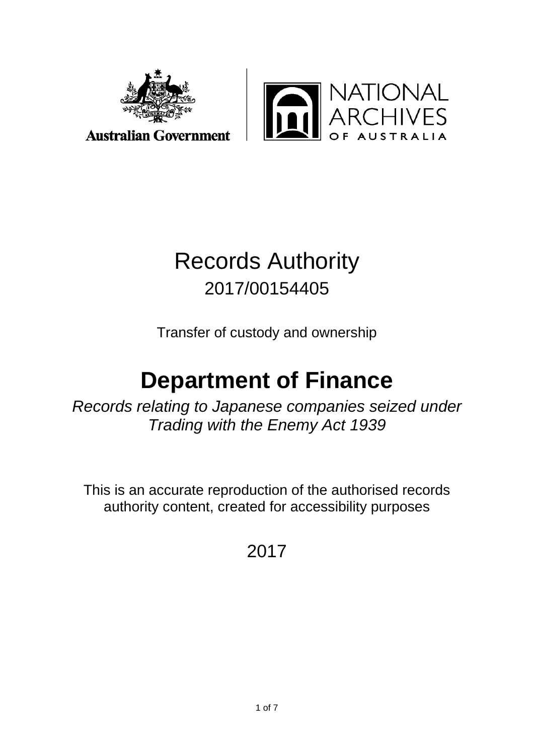Australian Government

NATIONAL ARCHIVES OF AUSTRALIA

# Records Authority

2017/00154405

Transfer of custody and ownership

# Department of Finance

*Records relating to Japanese companies seized under Trading with the Enemy Act 1939*

This is an accurate reproduction of the authorised records authority content, created for accessibility purposes

2017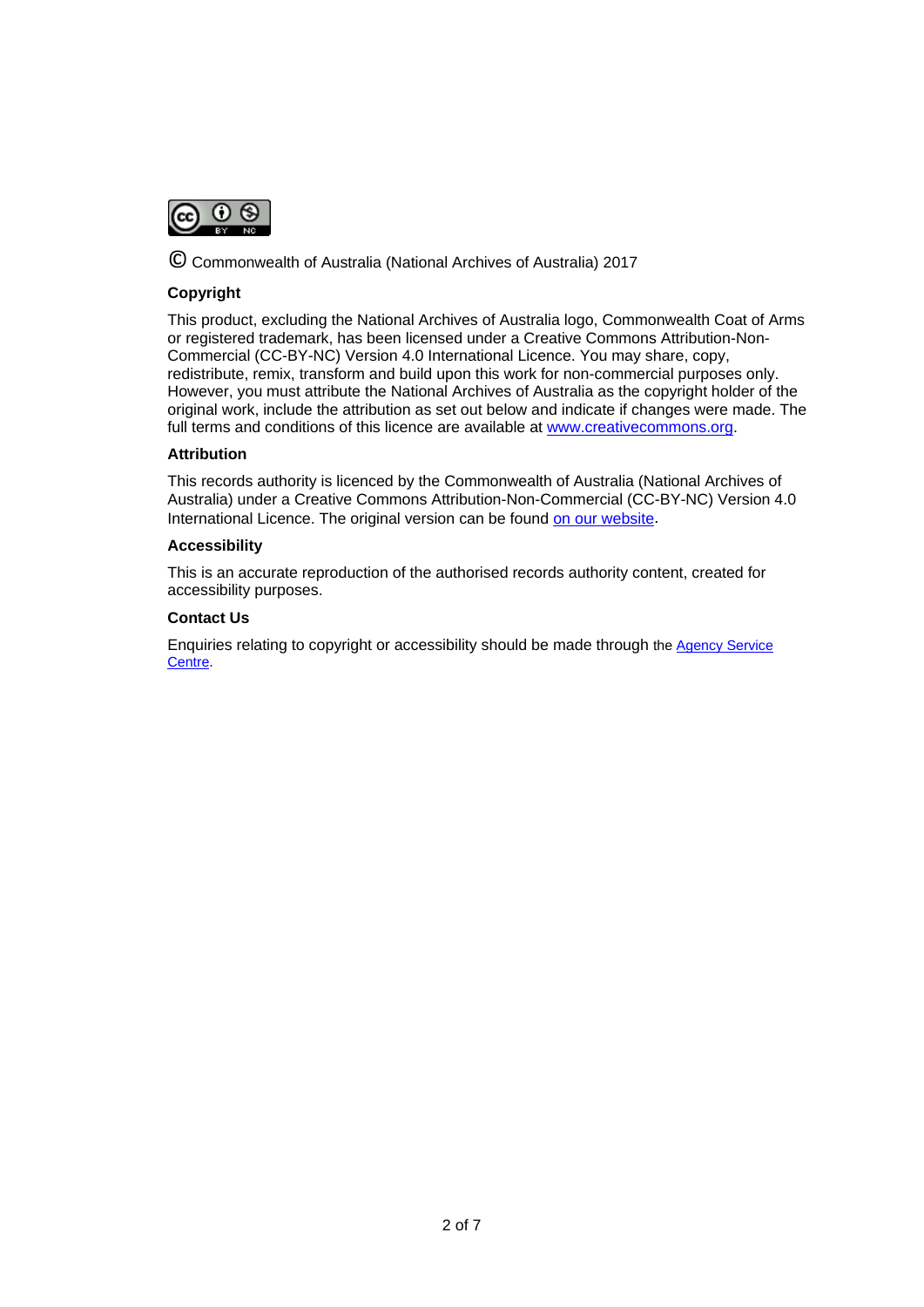© Commonwealth of Australia (National Archives of Australia) 2017

### Copyright

This product, excluding the National Archives of Australia logo, Commonwealth Coat of Arms or registered trademark, has been licensed under a Creative Commons Attribution-Non-Commercial (CC-BY-NC) Version 4.0 International Licence. You may share, copy, redistribute, remix, transform and build upon this work for non-commercial purposes only. However, you must attribute the National Archives of Australia as the copyright holder of the original work, include the attribution as set out below and indicate if changes were made. The full terms and conditions of this licence are available at www.creativecommons.org.

### Attribution

This records authority is licenced by the Commonwealth of Australia (National Archives of Australia) under a Creative Commons Attribution-Non-Commercial (CC-BY-NC) Version 4.0 International Licence. The original version can be found on our website.

### Accessibility

This is an accurate reproduction of the authorised records authority content, created for accessibility purposes.

### Contact Us

Enquiries relating to copyright or accessibility should be made through the Agency Service Centre.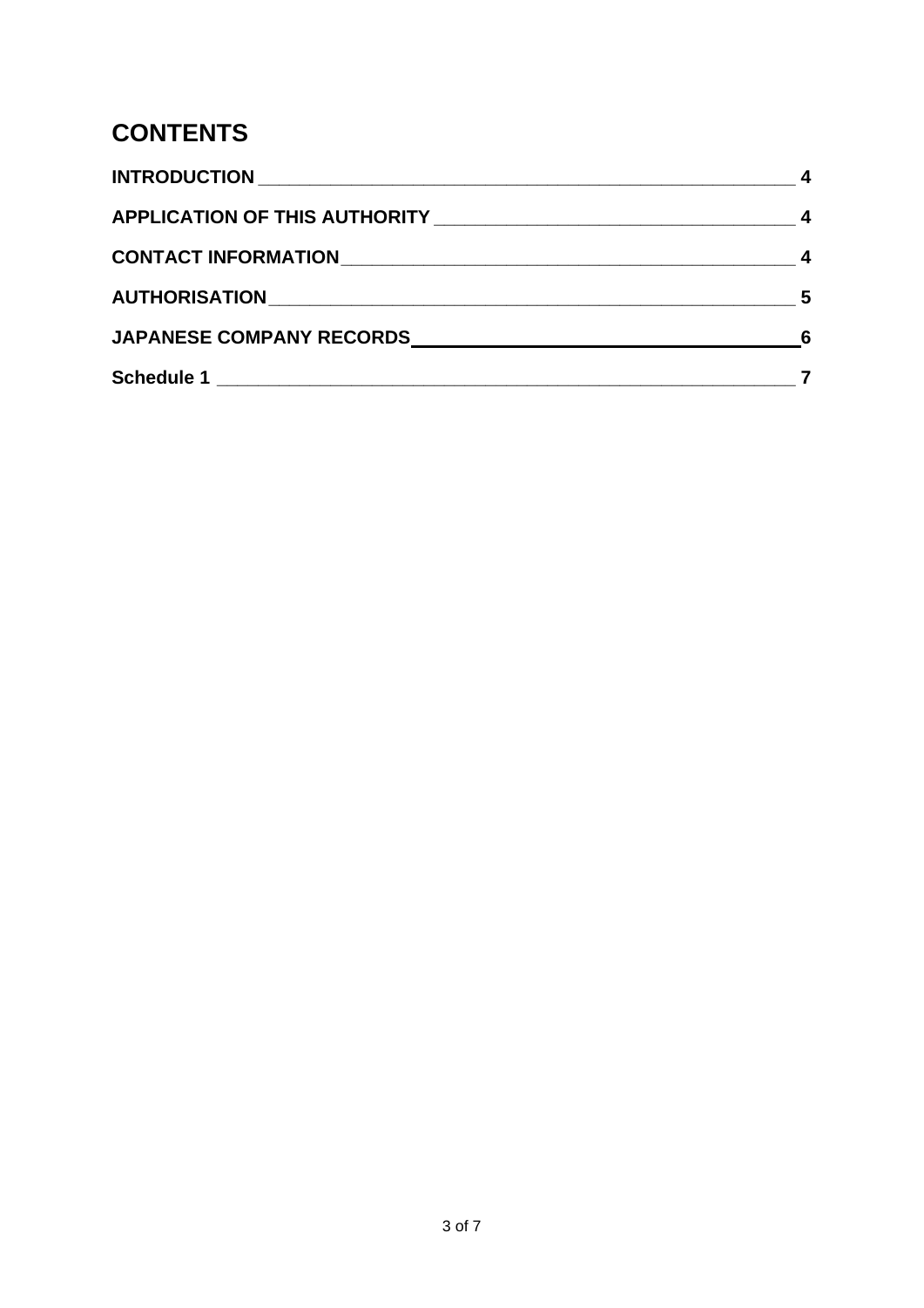# CONTENTS

| | |
|---|---|
| **INTRODUCTION** | **4** |
| **APPLICATION OF THIS AUTHORITY** | **4** |
| **CONTACT INFORMATION** | **4** |
| **AUTHORISATION** | **5** |
| **JAPANESE COMPANY RECORDS** | **6** |
| **Schedule 1** | **7** |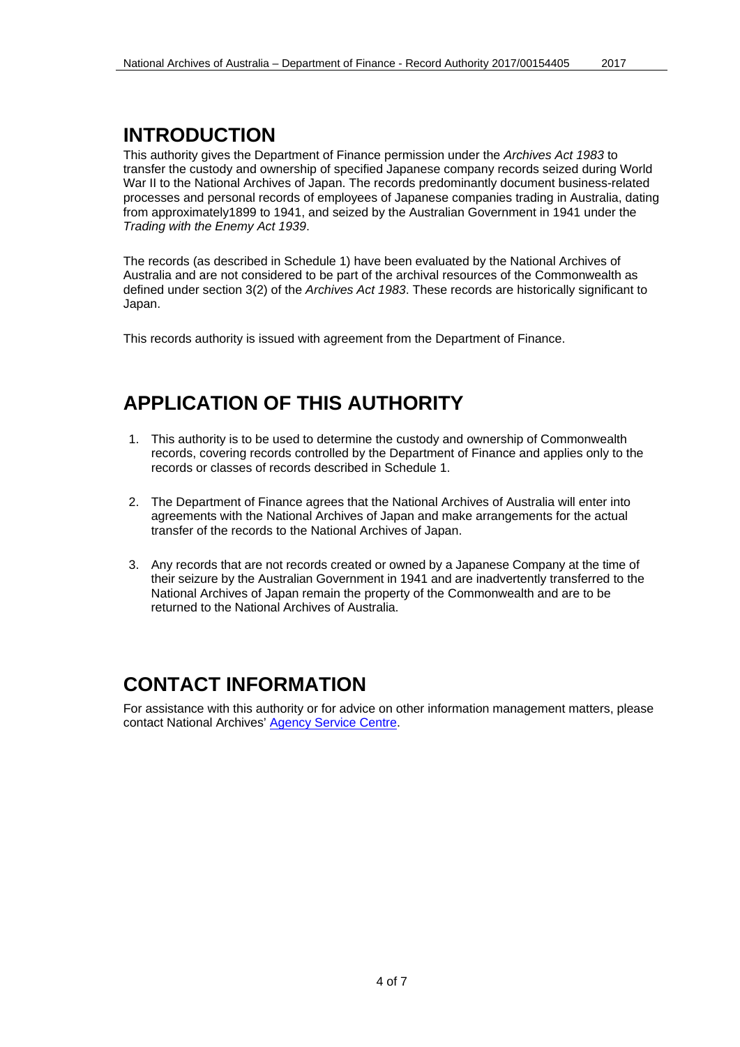# INTRODUCTION

This authority gives the Department of Finance permission under the *Archives Act 1983* to transfer the custody and ownership of specified Japanese company records seized during World War II to the National Archives of Japan. The records predominantly document business-related processes and personal records of employees of Japanese companies trading in Australia, dating from approximately1899 to 1941, and seized by the Australian Government in 1941 under the *Trading with the Enemy Act 1939*.

The records (as described in Schedule 1) have been evaluated by the National Archives of Australia and are not considered to be part of the archival resources of the Commonwealth as defined under section 3(2) of the *Archives Act 1983*. These records are historically significant to Japan.

This records authority is issued with agreement from the Department of Finance.

# APPLICATION OF THIS AUTHORITY

1. This authority is to be used to determine the custody and ownership of Commonwealth records, covering records controlled by the Department of Finance and applies only to the records or classes of records described in Schedule 1.
2. The Department of Finance agrees that the National Archives of Australia will enter into agreements with the National Archives of Japan and make arrangements for the actual transfer of the records to the National Archives of Japan.
3. Any records that are not records created or owned by a Japanese Company at the time of their seizure by the Australian Government in 1941 and are inadvertently transferred to the National Archives of Japan remain the property of the Commonwealth and are to be returned to the National Archives of Australia.

# CONTACT INFORMATION

For assistance with this authority or for advice on other information management matters, please contact National Archives' [Agency Service Centre](Agency Service Centre).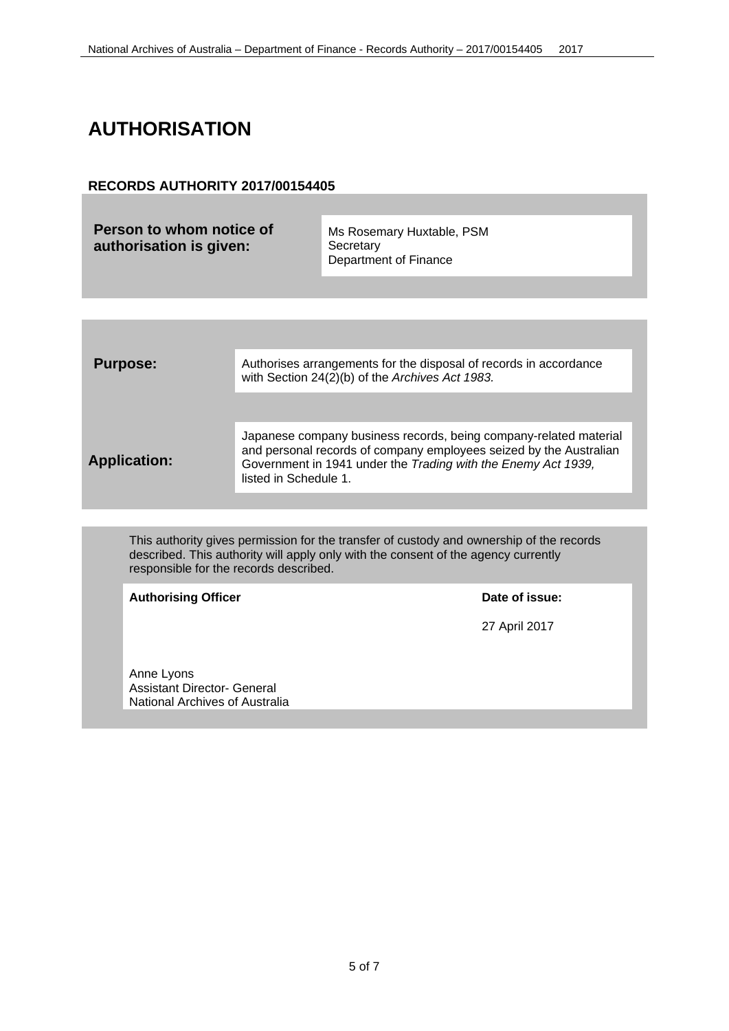# AUTHORISATION

**RECORDS AUTHORITY 2017/00154405**

| **Person to whom notice of authorisation is given:** | Ms Rosemary Huxtable, PSM<br>Secretary<br>Department of Finance |
|---|---|

| | |
|---|---|
| **Purpose:** | Authorises arrangements for the disposal of records in accordance with Section 24(2)(b) of the *Archives Act 1983.* |
| **Application:** | Japanese company business records, being company-related material and personal records of company employees seized by the Australian Government in 1941 under the *Trading with the Enemy Act 1939,* listed in Schedule 1. |

This authority gives permission for the transfer of custody and ownership of the records described. This authority will apply only with the consent of the agency currently responsible for the records described.

| **Authorising Officer** | **Date of issue:** |
|---|---|
| Anne Lyons<br>Assistant Director- General<br>National Archives of Australia | 27 April 2017 |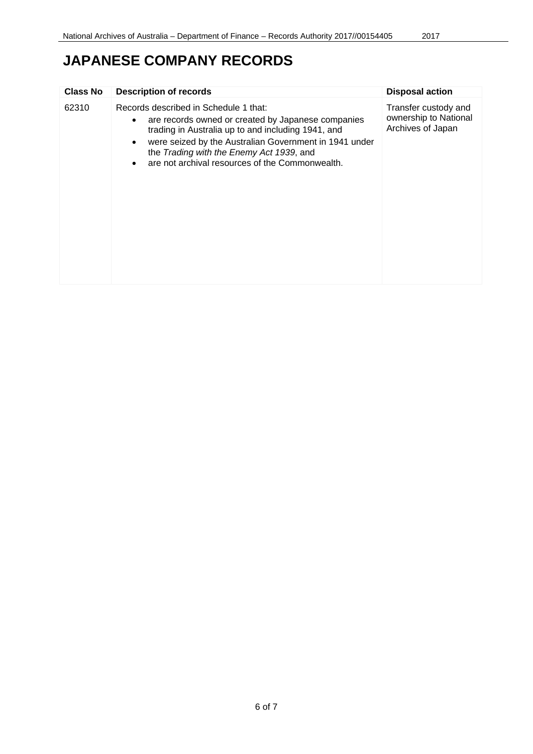# JAPANESE COMPANY RECORDS

| Class No | Description of records | Disposal action |
|---|---|---|
| 62310 | Records described in Schedule 1 that:<br>• are records owned or created by Japanese companies trading in Australia up to and including 1941, and<br>• were seized by the Australian Government in 1941 under the *Trading with the Enemy Act 1939*, and<br>• are not archival resources of the Commonwealth. | Transfer custody and ownership to National Archives of Japan |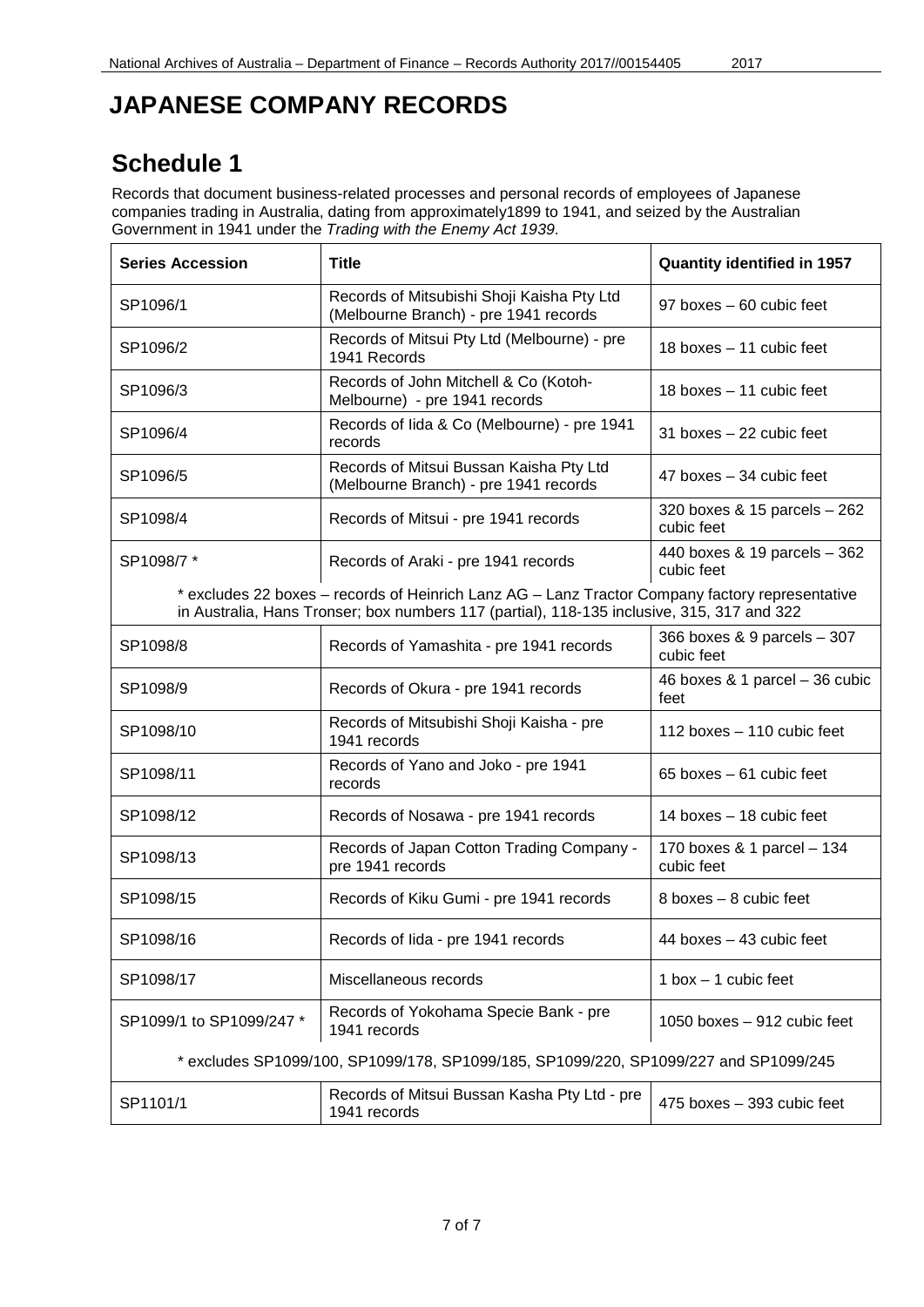# JAPANESE COMPANY RECORDS

## Schedule 1

Records that document business-related processes and personal records of employees of Japanese companies trading in Australia, dating from approximately1899 to 1941, and seized by the Australian Government in 1941 under the *Trading with the Enemy Act 1939*.

| Series Accession | Title | Quantity identified in 1957 |
|---|---|---|
| SP1096/1 | Records of Mitsubishi Shoji Kaisha Pty Ltd (Melbourne Branch) - pre 1941 records | 97 boxes – 60 cubic feet |
| SP1096/2 | Records of Mitsui Pty Ltd (Melbourne) - pre 1941 Records | 18 boxes – 11 cubic feet |
| SP1096/3 | Records of John Mitchell & Co (Kotoh-Melbourne) - pre 1941 records | 18 boxes – 11 cubic feet |
| SP1096/4 | Records of Iida & Co (Melbourne) - pre 1941 records | 31 boxes – 22 cubic feet |
| SP1096/5 | Records of Mitsui Bussan Kaisha Pty Ltd (Melbourne Branch) - pre 1941 records | 47 boxes – 34 cubic feet |
| SP1098/4 | Records of Mitsui - pre 1941 records | 320 boxes & 15 parcels – 262 cubic feet |
| SP1098/7 * | Records of Araki - pre 1941 records | 440 boxes & 19 parcels – 362 cubic feet |
| * excludes 22 boxes – records of Heinrich Lanz AG – Lanz Tractor Company factory representative in Australia, Hans Tronser; box numbers 117 (partial), 118-135 inclusive, 315, 317 and 322 | | |
| SP1098/8 | Records of Yamashita - pre 1941 records | 366 boxes & 9 parcels – 307 cubic feet |
| SP1098/9 | Records of Okura - pre 1941 records | 46 boxes & 1 parcel – 36 cubic feet |
| SP1098/10 | Records of Mitsubishi Shoji Kaisha - pre 1941 records | 112 boxes – 110 cubic feet |
| SP1098/11 | Records of Yano and Joko - pre 1941 records | 65 boxes – 61 cubic feet |
| SP1098/12 | Records of Nosawa - pre 1941 records | 14 boxes – 18 cubic feet |
| SP1098/13 | Records of Japan Cotton Trading Company - pre 1941 records | 170 boxes & 1 parcel – 134 cubic feet |
| SP1098/15 | Records of Kiku Gumi - pre 1941 records | 8 boxes – 8 cubic feet |
| SP1098/16 | Records of Iida - pre 1941 records | 44 boxes – 43 cubic feet |
| SP1098/17 | Miscellaneous records | 1 box – 1 cubic feet |
| SP1099/1 to SP1099/247 * | Records of Yokohama Specie Bank - pre 1941 records | 1050 boxes – 912 cubic feet |
| * excludes SP1099/100, SP1099/178, SP1099/185, SP1099/220, SP1099/227 and SP1099/245 | | |
| SP1101/1 | Records of Mitsui Bussan Kasha Pty Ltd - pre 1941 records | 475 boxes – 393 cubic feet |